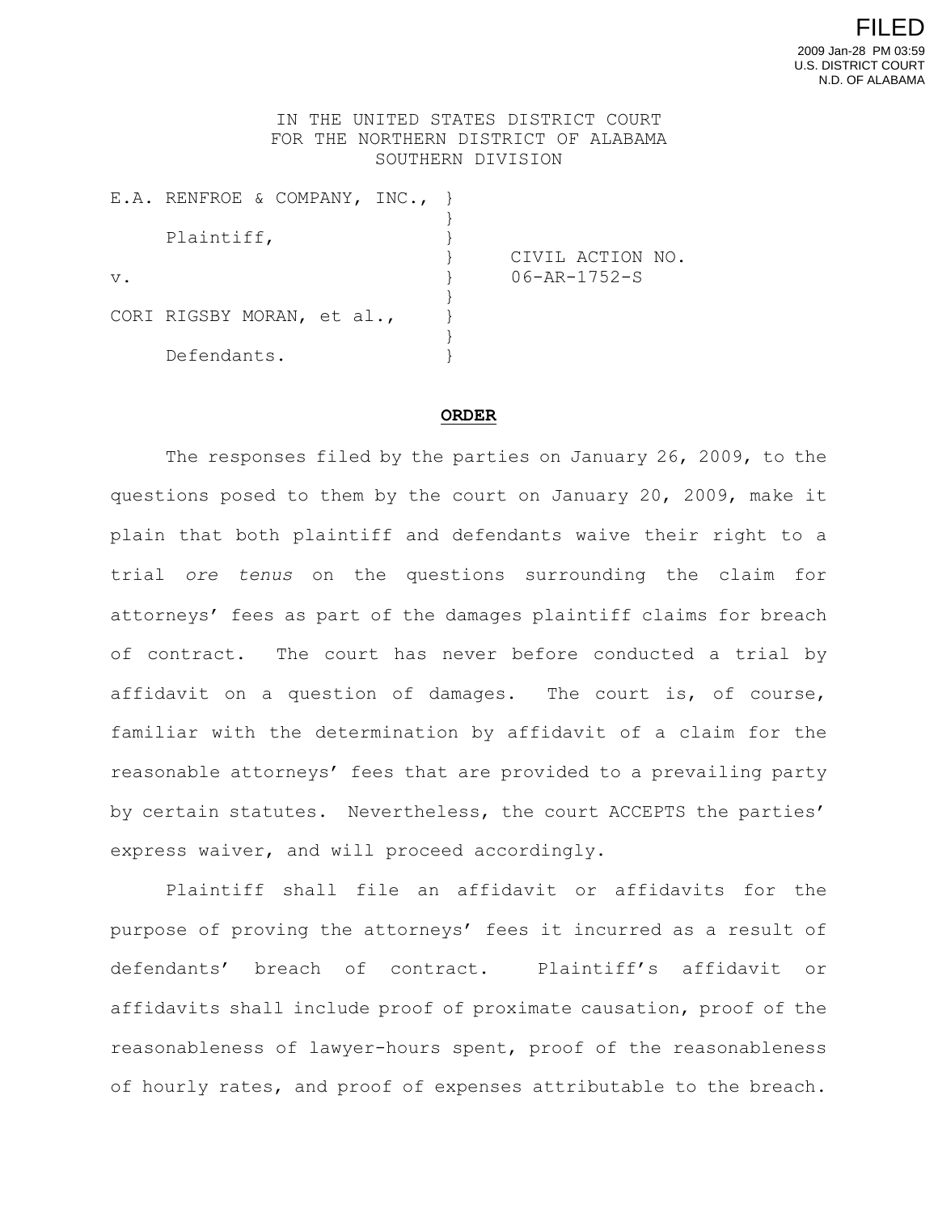FILED
2009 Jan-28 PM 03:59
U.S. DISTRICT COURT
N.D. OF ALABAMA

IN THE UNITED STATES DISTRICT COURT
FOR THE NORTHERN DISTRICT OF ALABAMA
SOUTHERN DIVISION

| | | |
|---|---|---|
| E.A. RENFROE & COMPANY, INC., Plaintiff, | } | CIVIL ACTION NO. 06-AR-1752-S |
| v. | } | |
| CORI RIGSBY MORAN, et al., Defendants. | } | |

**ORDER**

The responses filed by the parties on January 26, 2009, to the questions posed to them by the court on January 20, 2009, make it plain that both plaintiff and defendants waive their right to a trial *ore tenus* on the questions surrounding the claim for attorneys' fees as part of the damages plaintiff claims for breach of contract. The court has never before conducted a trial by affidavit on a question of damages. The court is, of course, familiar with the determination by affidavit of a claim for the reasonable attorneys' fees that are provided to a prevailing party by certain statutes. Nevertheless, the court ACCEPTS the parties' express waiver, and will proceed accordingly.

Plaintiff shall file an affidavit or affidavits for the purpose of proving the attorneys' fees it incurred as a result of defendants' breach of contract. Plaintiff's affidavit or affidavits shall include proof of proximate causation, proof of the reasonableness of lawyer-hours spent, proof of the reasonableness of hourly rates, and proof of expenses attributable to the breach.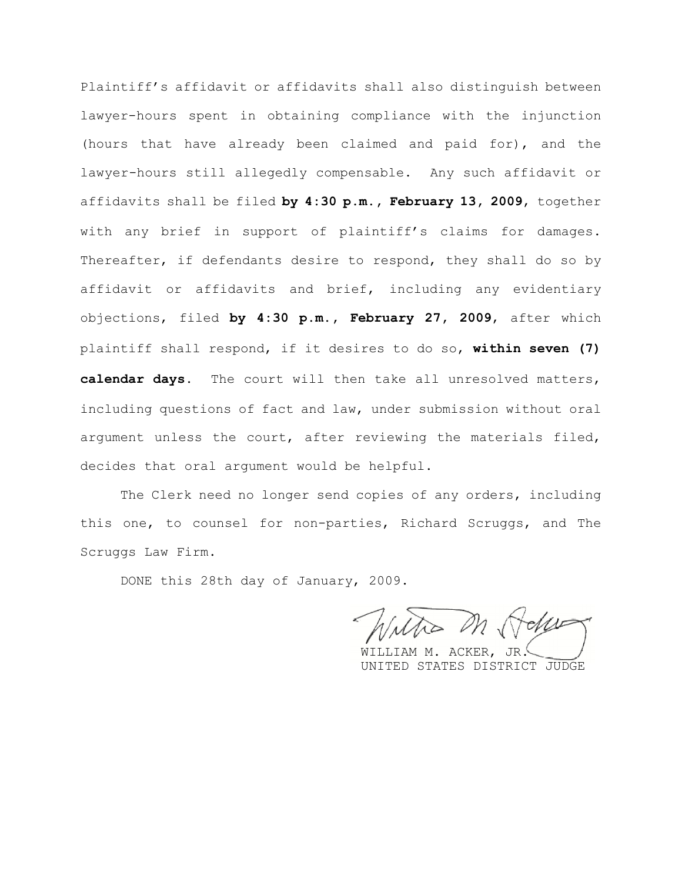Plaintiff's affidavit or affidavits shall also distinguish between lawyer-hours spent in obtaining compliance with the injunction (hours that have already been claimed and paid for), and the lawyer-hours still allegedly compensable. Any such affidavit or affidavits shall be filed **by 4:30 p.m., February 13, 2009**, together with any brief in support of plaintiff's claims for damages. Thereafter, if defendants desire to respond, they shall do so by affidavit or affidavits and brief, including any evidentiary objections, filed **by 4:30 p.m., February 27, 2009**, after which plaintiff shall respond, if it desires to do so, **within seven (7) calendar days**. The court will then take all unresolved matters, including questions of fact and law, under submission without oral argument unless the court, after reviewing the materials filed, decides that oral argument would be helpful.

The Clerk need no longer send copies of any orders, including this one, to counsel for non-parties, Richard Scruggs, and The Scruggs Law Firm.

DONE this 28th day of January, 2009.

WILLIAM M. ACKER, JR.
UNITED STATES DISTRICT JUDGE